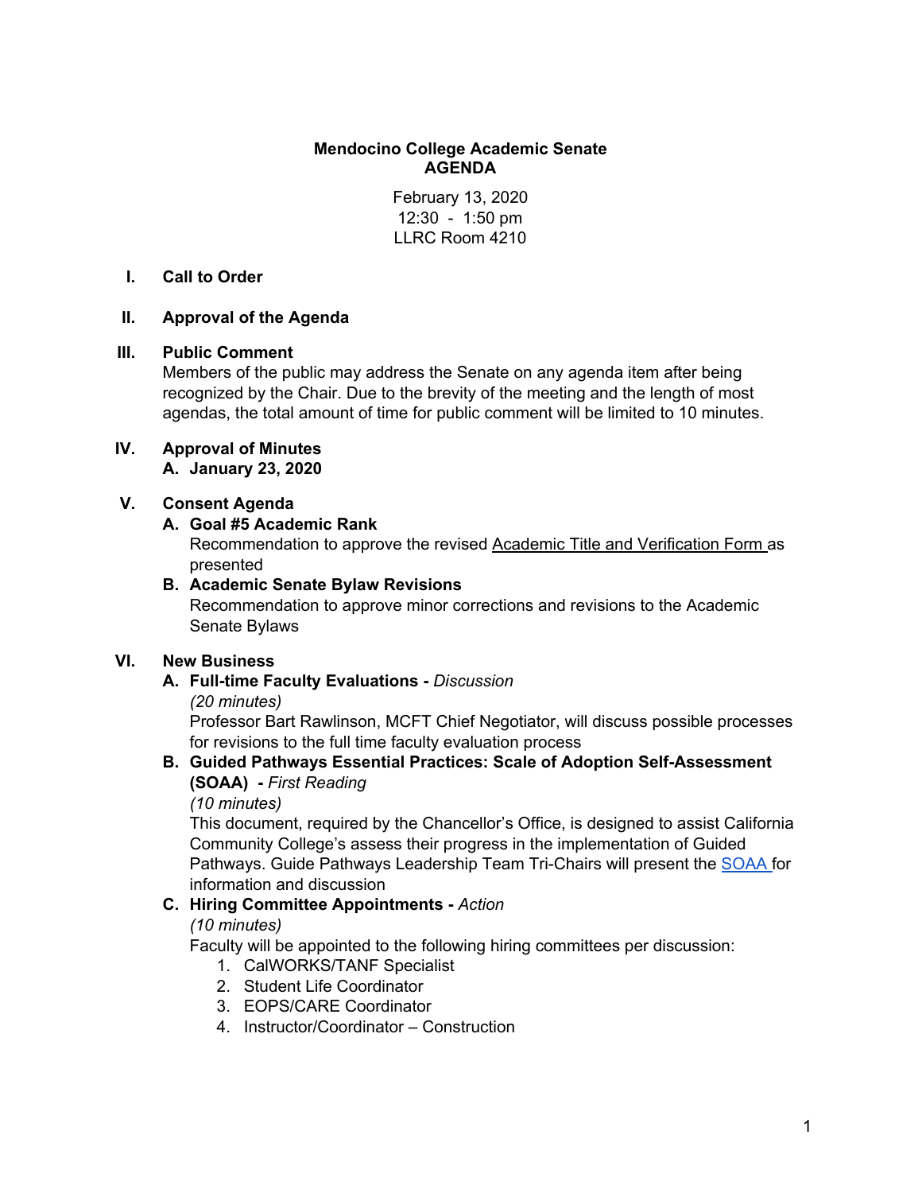**Mendocino College Academic Senate**
**AGENDA**

February 13, 2020
12:30 - 1:50 pm
LLRC Room 4210

**I. Call to Order**

**II. Approval of the Agenda**

**III. Public Comment**

Members of the public may address the Senate on any agenda item after being recognized by the Chair. Due to the brevity of the meeting and the length of most agendas, the total amount of time for public comment will be limited to 10 minutes.

**IV. Approval of Minutes**

**A. January 23, 2020**

**V. Consent Agenda**

**A. Goal #5 Academic Rank**

Recommendation to approve the revised Academic Title and Verification Form as presented

**B. Academic Senate Bylaw Revisions**

Recommendation to approve minor corrections and revisions to the Academic Senate Bylaws

**VI. New Business**

**A. Full-time Faculty Evaluations -** *Discussion*

*(20 minutes)*

Professor Bart Rawlinson, MCFT Chief Negotiator, will discuss possible processes for revisions to the full time faculty evaluation process

**B. Guided Pathways Essential Practices: Scale of Adoption Self-Assessment (SOAA) -** *First Reading*

*(10 minutes)*

This document, required by the Chancellor's Office, is designed to assist California Community College's assess their progress in the implementation of Guided Pathways. Guide Pathways Leadership Team Tri-Chairs will present the SOAA for information and discussion

**C. Hiring Committee Appointments -** *Action*

*(10 minutes)*

Faculty will be appointed to the following hiring committees per discussion:

1. CalWORKS/TANF Specialist
2. Student Life Coordinator
3. EOPS/CARE Coordinator
4. Instructor/Coordinator – Construction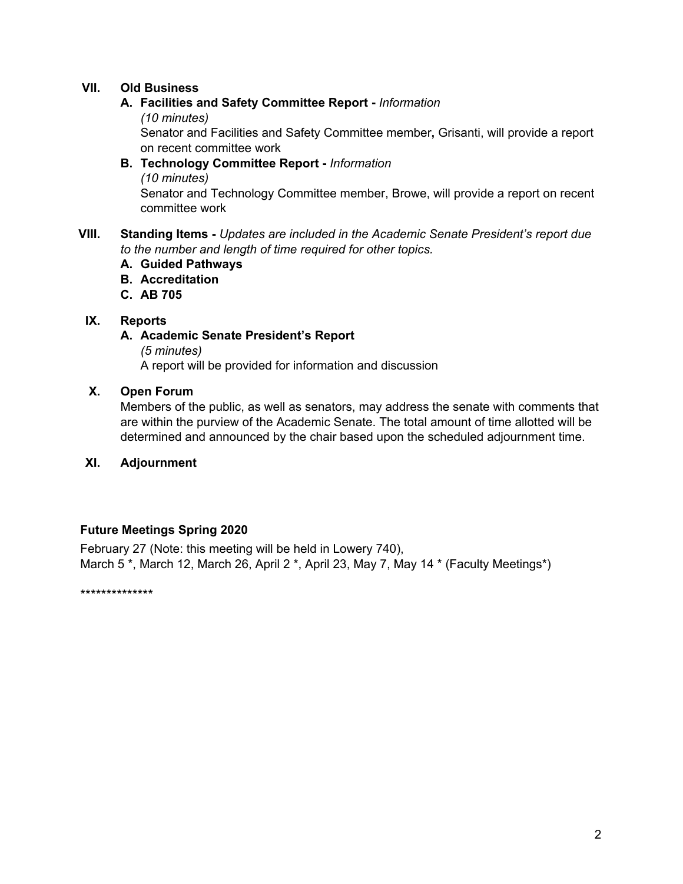## VII. Old Business

**A. Facilities and Safety Committee Report -** *Information*
*(10 minutes)*
Senator and Facilities and Safety Committee member**,** Grisanti, will provide a report on recent committee work

**B. Technology Committee Report -** *Information*
*(10 minutes)*
Senator and Technology Committee member, Browe, will provide a report on recent committee work

## VIII. Standing Items - *Updates are included in the Academic Senate President's report due to the number and length of time required for other topics.*

**A. Guided Pathways**
**B. Accreditation**
**C. AB 705**

## IX. Reports

**A. Academic Senate President's Report**
*(5 minutes)*
A report will be provided for information and discussion

## X. Open Forum

Members of the public, as well as senators, may address the senate with comments that are within the purview of the Academic Senate. The total amount of time allotted will be determined and announced by the chair based upon the scheduled adjournment time.

## XI. Adjournment

**Future Meetings Spring 2020**

February 27 (Note: this meeting will be held in Lowery 740),
March 5 *, March 12, March 26, April 2 *, April 23, May 7, May 14 * (Faculty Meetings*)

**************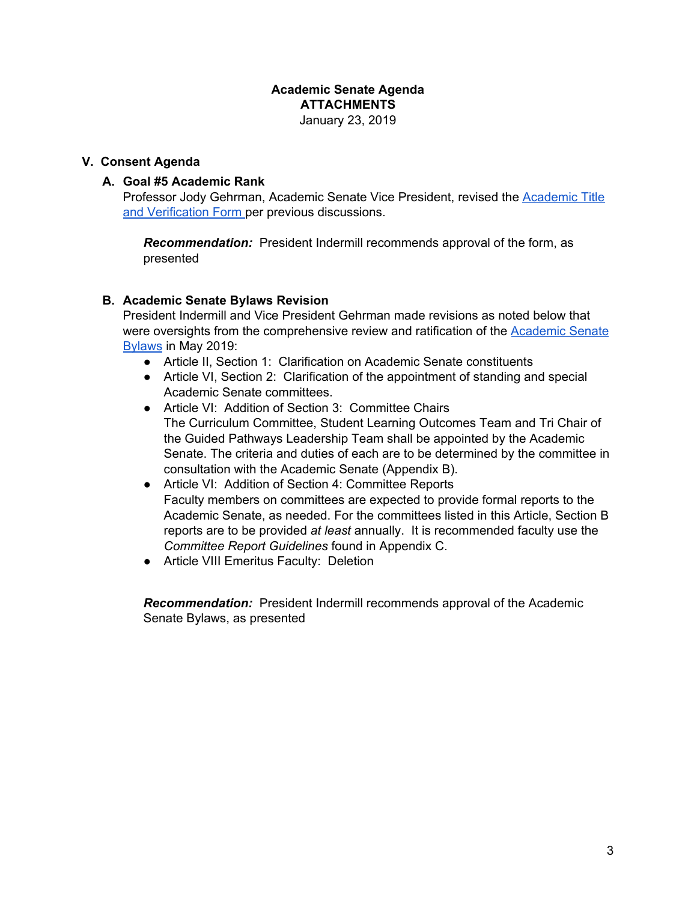**Academic Senate Agenda**
**ATTACHMENTS**
January 23, 2019

## V. Consent Agenda

### A. Goal #5 Academic Rank

Professor Jody Gehrman, Academic Senate Vice President, revised the Academic Title and Verification Form per previous discussions.

***Recommendation:*** President Indermill recommends approval of the form, as presented

### B. Academic Senate Bylaws Revision

President Indermill and Vice President Gehrman made revisions as noted below that were oversights from the comprehensive review and ratification of the Academic Senate Bylaws in May 2019:

- Article II, Section 1: Clarification on Academic Senate constituents
- Article VI, Section 2: Clarification of the appointment of standing and special Academic Senate committees.
- Article VI: Addition of Section 3: Committee Chairs
  The Curriculum Committee, Student Learning Outcomes Team and Tri Chair of the Guided Pathways Leadership Team shall be appointed by the Academic Senate. The criteria and duties of each are to be determined by the committee in consultation with the Academic Senate (Appendix B).
- Article VI: Addition of Section 4: Committee Reports
  Faculty members on committees are expected to provide formal reports to the Academic Senate, as needed. For the committees listed in this Article, Section B reports are to be provided *at least* annually. It is recommended faculty use the *Committee Report Guidelines* found in Appendix C.
- Article VIII Emeritus Faculty: Deletion

***Recommendation:*** President Indermill recommends approval of the Academic Senate Bylaws, as presented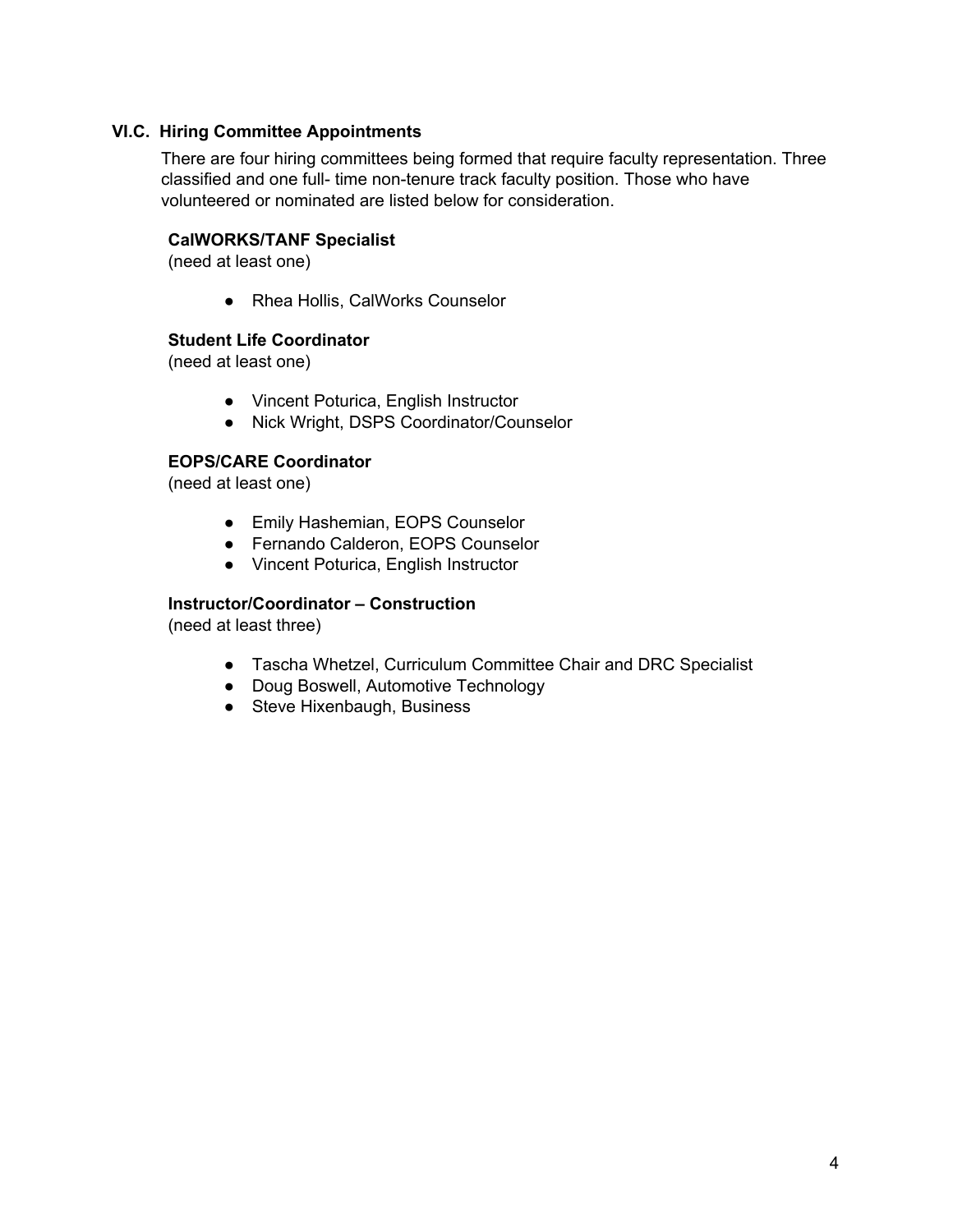### VI.C. Hiring Committee Appointments

There are four hiring committees being formed that require faculty representation. Three classified and one full- time non-tenure track faculty position. Those who have volunteered or nominated are listed below for consideration.

**CalWORKS/TANF Specialist**
(need at least one)

- Rhea Hollis, CalWorks Counselor

**Student Life Coordinator**
(need at least one)

- Vincent Poturica, English Instructor
- Nick Wright, DSPS Coordinator/Counselor

**EOPS/CARE Coordinator**
(need at least one)

- Emily Hashemian, EOPS Counselor
- Fernando Calderon, EOPS Counselor
- Vincent Poturica, English Instructor

**Instructor/Coordinator – Construction**
(need at least three)

- Tascha Whetzel, Curriculum Committee Chair and DRC Specialist
- Doug Boswell, Automotive Technology
- Steve Hixenbaugh, Business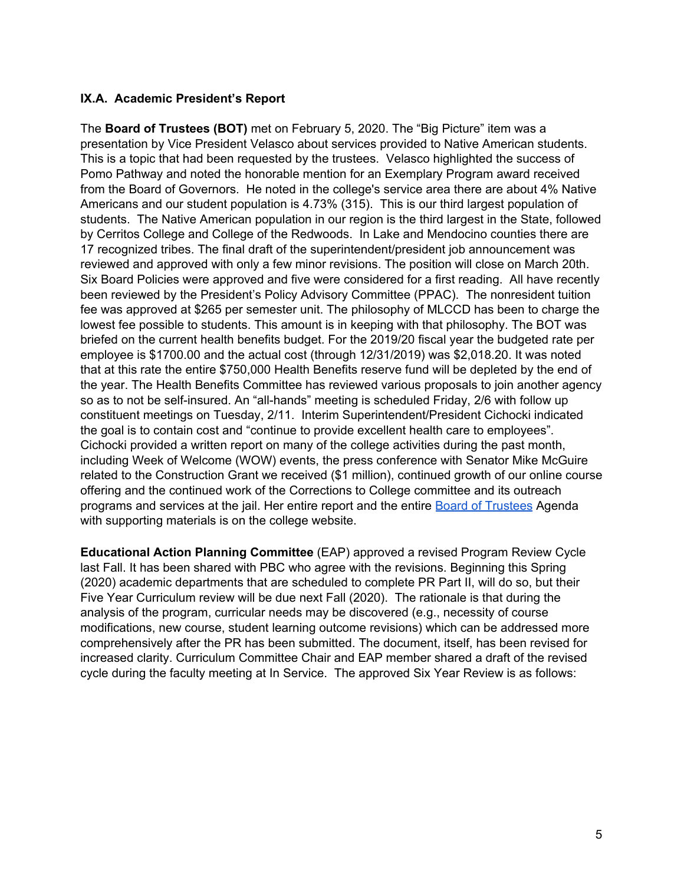**IX.A. Academic President's Report**

The **Board of Trustees (BOT)** met on February 5, 2020. The "Big Picture" item was a presentation by Vice President Velasco about services provided to Native American students. This is a topic that had been requested by the trustees. Velasco highlighted the success of Pomo Pathway and noted the honorable mention for an Exemplary Program award received from the Board of Governors. He noted in the college's service area there are about 4% Native Americans and our student population is 4.73% (315). This is our third largest population of students. The Native American population in our region is the third largest in the State, followed by Cerritos College and College of the Redwoods. In Lake and Mendocino counties there are 17 recognized tribes. The final draft of the superintendent/president job announcement was reviewed and approved with only a few minor revisions. The position will close on March 20th. Six Board Policies were approved and five were considered for a first reading. All have recently been reviewed by the President's Policy Advisory Committee (PPAC). The nonresident tuition fee was approved at $265 per semester unit. The philosophy of MLCCD has been to charge the lowest fee possible to students. This amount is in keeping with that philosophy. The BOT was briefed on the current health benefits budget. For the 2019/20 fiscal year the budgeted rate per employee is $1700.00 and the actual cost (through 12/31/2019) was $2,018.20. It was noted that at this rate the entire $750,000 Health Benefits reserve fund will be depleted by the end of the year. The Health Benefits Committee has reviewed various proposals to join another agency so as to not be self-insured. An "all-hands" meeting is scheduled Friday, 2/6 with follow up constituent meetings on Tuesday, 2/11. Interim Superintendent/President Cichocki indicated the goal is to contain cost and "continue to provide excellent health care to employees". Cichocki provided a written report on many of the college activities during the past month, including Week of Welcome (WOW) events, the press conference with Senator Mike McGuire related to the Construction Grant we received ($1 million), continued growth of our online course offering and the continued work of the Corrections to College committee and its outreach programs and services at the jail. Her entire report and the entire Board of Trustees Agenda with supporting materials is on the college website.

**Educational Action Planning Committee** (EAP) approved a revised Program Review Cycle last Fall. It has been shared with PBC who agree with the revisions. Beginning this Spring (2020) academic departments that are scheduled to complete PR Part II, will do so, but their Five Year Curriculum review will be due next Fall (2020). The rationale is that during the analysis of the program, curricular needs may be discovered (e.g., necessity of course modifications, new course, student learning outcome revisions) which can be addressed more comprehensively after the PR has been submitted. The document, itself, has been revised for increased clarity. Curriculum Committee Chair and EAP member shared a draft of the revised cycle during the faculty meeting at In Service. The approved Six Year Review is as follows: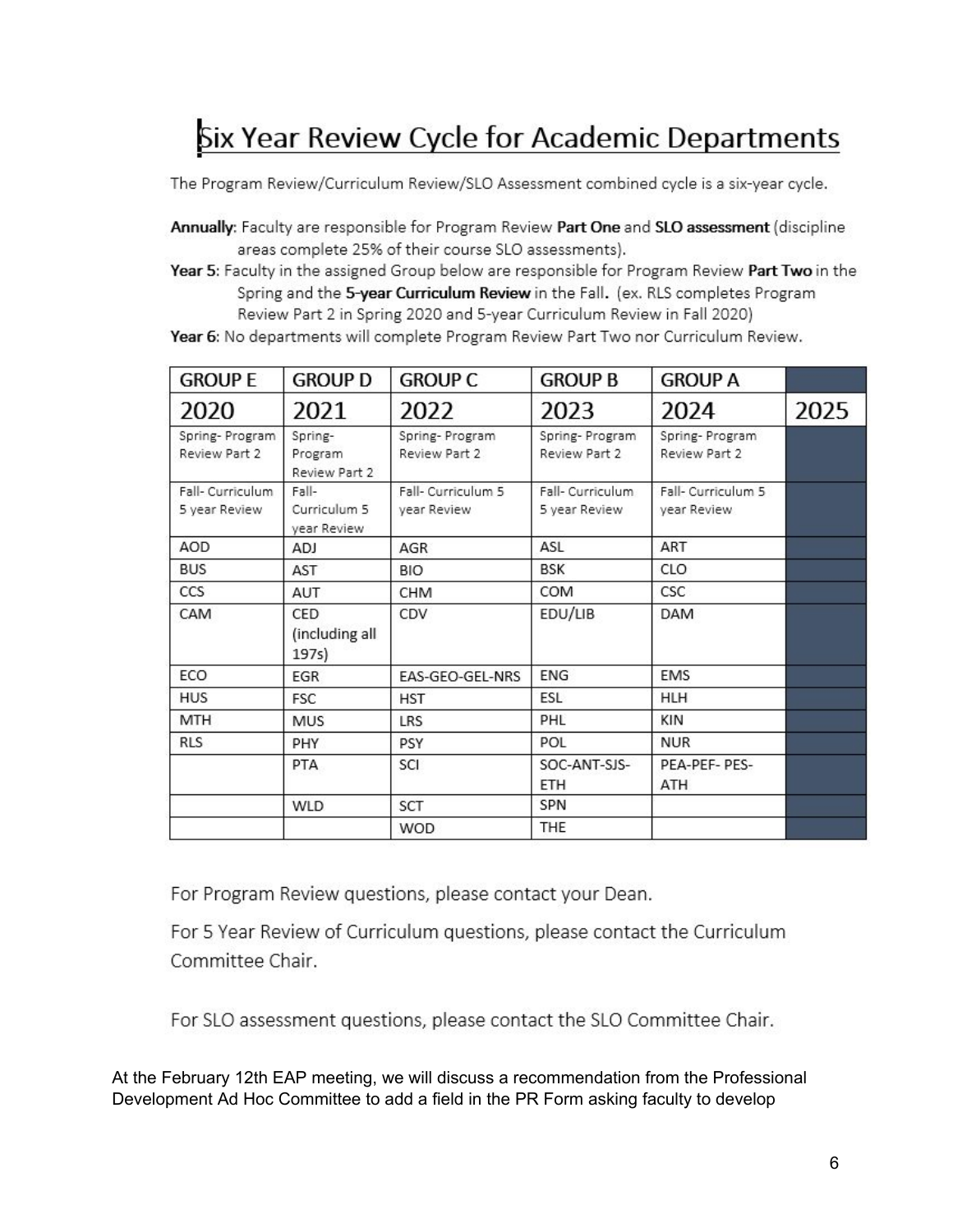# Six Year Review Cycle for Academic Departments

The Program Review/Curriculum Review/SLO Assessment combined cycle is a six-year cycle.

**Annually**: Faculty are responsible for Program Review **Part One** and **SLO assessment** (discipline areas complete 25% of their course SLO assessments).

**Year 5**: Faculty in the assigned Group below are responsible for Program Review **Part Two** in the Spring and the **5-year Curriculum Review** in the Fall. (ex. RLS completes Program Review Part 2 in Spring 2020 and 5-year Curriculum Review in Fall 2020)

**Year 6**: No departments will complete Program Review Part Two nor Curriculum Review.

| GROUP E | GROUP D | GROUP C | GROUP B | GROUP A | |
|---|---|---|---|---|---|
| 2020 | 2021 | 2022 | 2023 | 2024 | 2025 |
| Spring- Program Review Part 2 | Spring- Program Review Part 2 | Spring- Program Review Part 2 | Spring- Program Review Part 2 | Spring- Program Review Part 2 | |
| Fall- Curriculum 5 year Review | Fall- Curriculum 5 year Review | Fall- Curriculum 5 year Review | Fall- Curriculum 5 year Review | Fall- Curriculum 5 year Review | |
| AOD | ADJ | AGR | ASL | ART | |
| BUS | AST | BIO | BSK | CLO | |
| CCS | AUT | CHM | COM | CSC | |
| CAM | CED (including all 197s) | CDV | EDU/LIB | DAM | |
| ECO | EGR | EAS-GEO-GEL-NRS | ENG | EMS | |
| HUS | FSC | HST | ESL | HLH | |
| MTH | MUS | LRS | PHL | KIN | |
| RLS | PHY | PSY | POL | NUR | |
| | PTA | SCI | SOC-ANT-SJS-ETH | PEA-PEF- PES-ATH | |
| | WLD | SCT | SPN | | |
| | | WOD | THE | | |

For Program Review questions, please contact your Dean.

For 5 Year Review of Curriculum questions, please contact the Curriculum Committee Chair.

For SLO assessment questions, please contact the SLO Committee Chair.

At the February 12th EAP meeting, we will discuss a recommendation from the Professional Development Ad Hoc Committee to add a field in the PR Form asking faculty to develop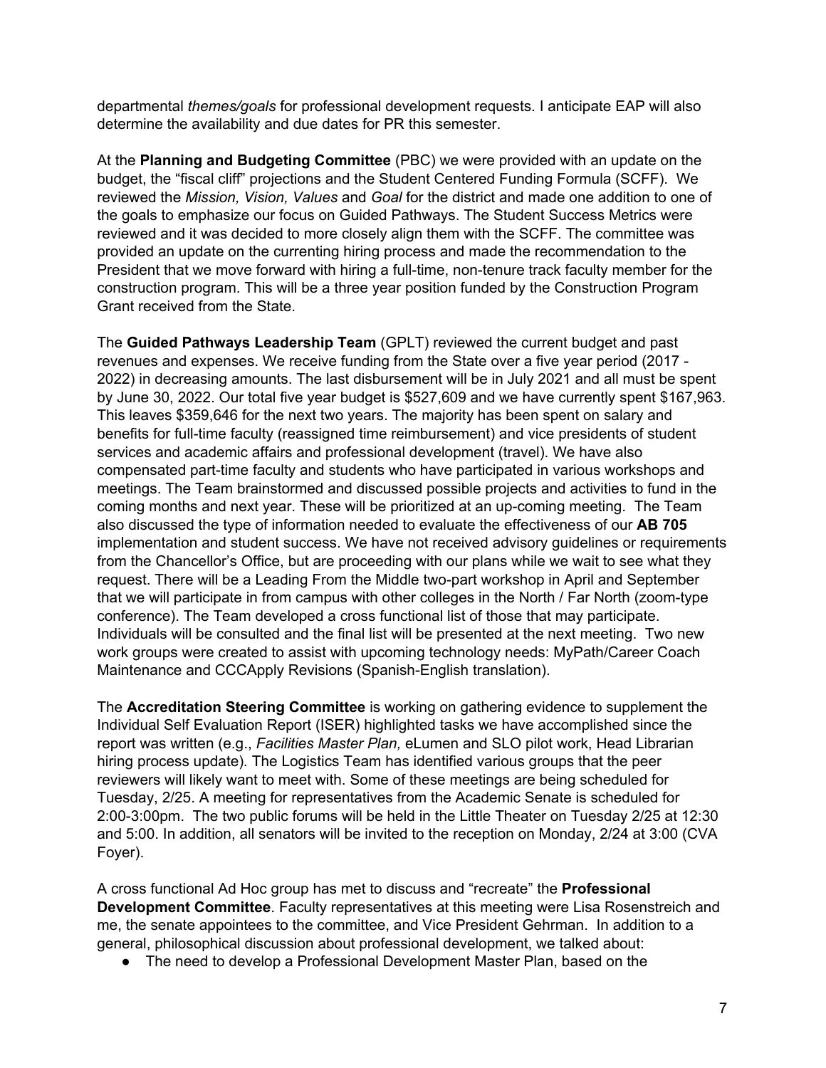departmental *themes/goals* for professional development requests. I anticipate EAP will also determine the availability and due dates for PR this semester.

At the **Planning and Budgeting Committee** (PBC) we were provided with an update on the budget, the "fiscal cliff" projections and the Student Centered Funding Formula (SCFF). We reviewed the *Mission, Vision, Values* and *Goal* for the district and made one addition to one of the goals to emphasize our focus on Guided Pathways. The Student Success Metrics were reviewed and it was decided to more closely align them with the SCFF. The committee was provided an update on the currenting hiring process and made the recommendation to the President that we move forward with hiring a full-time, non-tenure track faculty member for the construction program. This will be a three year position funded by the Construction Program Grant received from the State.

The **Guided Pathways Leadership Team** (GPLT) reviewed the current budget and past revenues and expenses. We receive funding from the State over a five year period (2017 - 2022) in decreasing amounts. The last disbursement will be in July 2021 and all must be spent by June 30, 2022. Our total five year budget is $527,609 and we have currently spent $167,963. This leaves $359,646 for the next two years. The majority has been spent on salary and benefits for full-time faculty (reassigned time reimbursement) and vice presidents of student services and academic affairs and professional development (travel). We have also compensated part-time faculty and students who have participated in various workshops and meetings. The Team brainstormed and discussed possible projects and activities to fund in the coming months and next year. These will be prioritized at an up-coming meeting. The Team also discussed the type of information needed to evaluate the effectiveness of our **AB 705** implementation and student success. We have not received advisory guidelines or requirements from the Chancellor's Office, but are proceeding with our plans while we wait to see what they request. There will be a Leading From the Middle two-part workshop in April and September that we will participate in from campus with other colleges in the North / Far North (zoom-type conference). The Team developed a cross functional list of those that may participate. Individuals will be consulted and the final list will be presented at the next meeting. Two new work groups were created to assist with upcoming technology needs: MyPath/Career Coach Maintenance and CCCApply Revisions (Spanish-English translation).

The **Accreditation Steering Committee** is working on gathering evidence to supplement the Individual Self Evaluation Report (ISER) highlighted tasks we have accomplished since the report was written (e.g., *Facilities Master Plan,* eLumen and SLO pilot work, Head Librarian hiring process update). The Logistics Team has identified various groups that the peer reviewers will likely want to meet with. Some of these meetings are being scheduled for Tuesday, 2/25. A meeting for representatives from the Academic Senate is scheduled for 2:00-3:00pm. The two public forums will be held in the Little Theater on Tuesday 2/25 at 12:30 and 5:00. In addition, all senators will be invited to the reception on Monday, 2/24 at 3:00 (CVA Foyer).

A cross functional Ad Hoc group has met to discuss and "recreate" the **Professional Development Committee**. Faculty representatives at this meeting were Lisa Rosenstreich and me, the senate appointees to the committee, and Vice President Gehrman. In addition to a general, philosophical discussion about professional development, we talked about:

- The need to develop a Professional Development Master Plan, based on the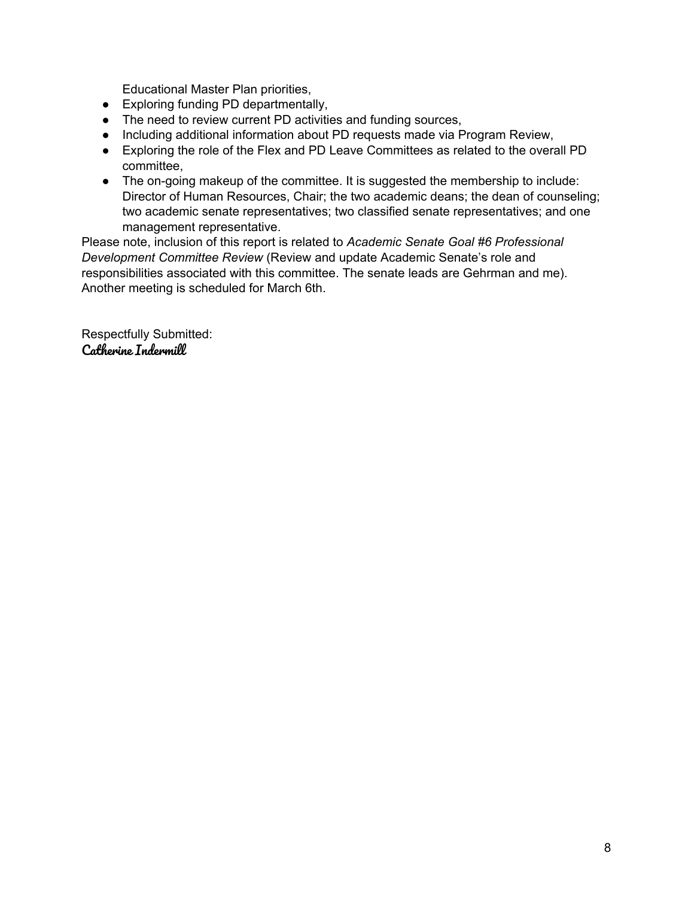Educational Master Plan priorities,

- Exploring funding PD departmentally,
- The need to review current PD activities and funding sources,
- Including additional information about PD requests made via Program Review,
- Exploring the role of the Flex and PD Leave Committees as related to the overall PD committee,
- The on-going makeup of the committee. It is suggested the membership to include: Director of Human Resources, Chair; the two academic deans; the dean of counseling; two academic senate representatives; two classified senate representatives; and one management representative.

Please note, inclusion of this report is related to *Academic Senate Goal #6 Professional Development Committee Review* (Review and update Academic Senate's role and responsibilities associated with this committee. The senate leads are Gehrman and me). Another meeting is scheduled for March 6th.

Respectfully Submitted:
**Catherine Indermill**